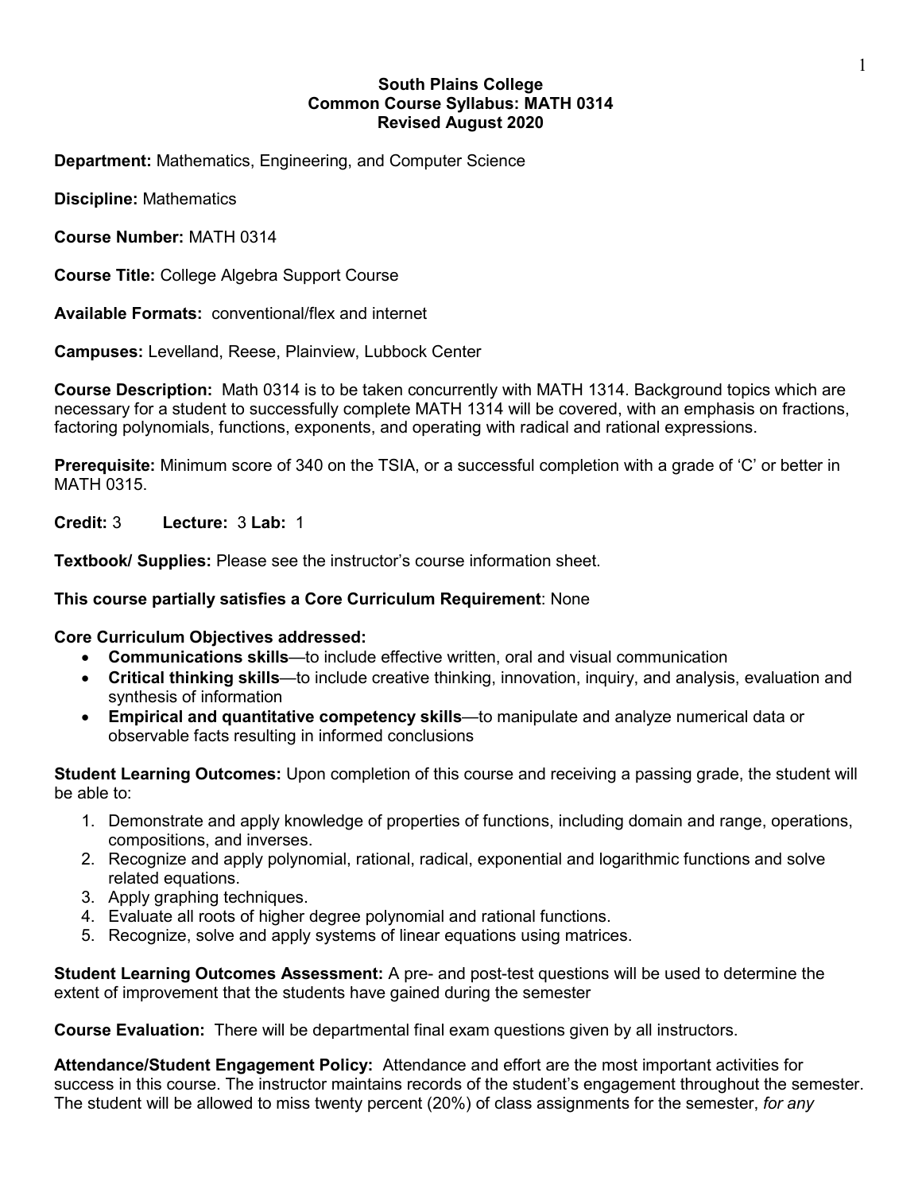**South Plains College**
**Common Course Syllabus: MATH 0314**
**Revised August 2020**

**Department:** Mathematics, Engineering, and Computer Science

**Discipline:** Mathematics

**Course Number:** MATH 0314

**Course Title:** College Algebra Support Course

**Available Formats:** conventional/flex and internet

**Campuses:** Levelland, Reese, Plainview, Lubbock Center

**Course Description:** Math 0314 is to be taken concurrently with MATH 1314. Background topics which are necessary for a student to successfully complete MATH 1314 will be covered, with an emphasis on fractions, factoring polynomials, functions, exponents, and operating with radical and rational expressions.

**Prerequisite:** Minimum score of 340 on the TSIA, or a successful completion with a grade of 'C' or better in MATH 0315.

**Credit:** 3 **Lecture:** 3 **Lab:** 1

**Textbook/ Supplies:** Please see the instructor's course information sheet.

**This course partially satisfies a Core Curriculum Requirement**: None

**Core Curriculum Objectives addressed:**

- **Communications skills**—to include effective written, oral and visual communication
- **Critical thinking skills**—to include creative thinking, innovation, inquiry, and analysis, evaluation and synthesis of information
- **Empirical and quantitative competency skills**—to manipulate and analyze numerical data or observable facts resulting in informed conclusions

**Student Learning Outcomes:** Upon completion of this course and receiving a passing grade, the student will be able to:

1. Demonstrate and apply knowledge of properties of functions, including domain and range, operations, compositions, and inverses.
2. Recognize and apply polynomial, rational, radical, exponential and logarithmic functions and solve related equations.
3. Apply graphing techniques.
4. Evaluate all roots of higher degree polynomial and rational functions.
5. Recognize, solve and apply systems of linear equations using matrices.

**Student Learning Outcomes Assessment:** A pre- and post-test questions will be used to determine the extent of improvement that the students have gained during the semester

**Course Evaluation:** There will be departmental final exam questions given by all instructors.

**Attendance/Student Engagement Policy:** Attendance and effort are the most important activities for success in this course. The instructor maintains records of the student's engagement throughout the semester. The student will be allowed to miss twenty percent (20%) of class assignments for the semester, *for any*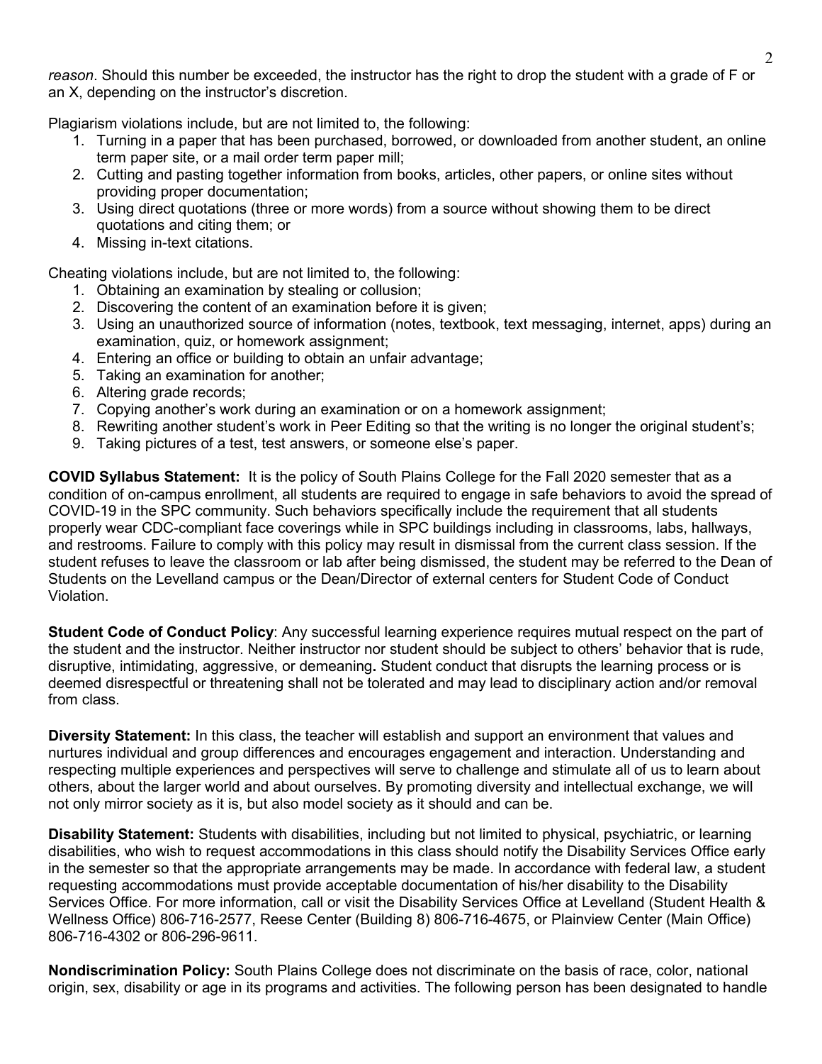*reason*. Should this number be exceeded, the instructor has the right to drop the student with a grade of F or an X, depending on the instructor's discretion.

Plagiarism violations include, but are not limited to, the following:

1. Turning in a paper that has been purchased, borrowed, or downloaded from another student, an online term paper site, or a mail order term paper mill;
2. Cutting and pasting together information from books, articles, other papers, or online sites without providing proper documentation;
3. Using direct quotations (three or more words) from a source without showing them to be direct quotations and citing them; or
4. Missing in-text citations.

Cheating violations include, but are not limited to, the following:

1. Obtaining an examination by stealing or collusion;
2. Discovering the content of an examination before it is given;
3. Using an unauthorized source of information (notes, textbook, text messaging, internet, apps) during an examination, quiz, or homework assignment;
4. Entering an office or building to obtain an unfair advantage;
5. Taking an examination for another;
6. Altering grade records;
7. Copying another's work during an examination or on a homework assignment;
8. Rewriting another student's work in Peer Editing so that the writing is no longer the original student's;
9. Taking pictures of a test, test answers, or someone else's paper.

**COVID Syllabus Statement:** It is the policy of South Plains College for the Fall 2020 semester that as a condition of on-campus enrollment, all students are required to engage in safe behaviors to avoid the spread of COVID-19 in the SPC community. Such behaviors specifically include the requirement that all students properly wear CDC-compliant face coverings while in SPC buildings including in classrooms, labs, hallways, and restrooms. Failure to comply with this policy may result in dismissal from the current class session. If the student refuses to leave the classroom or lab after being dismissed, the student may be referred to the Dean of Students on the Levelland campus or the Dean/Director of external centers for Student Code of Conduct Violation.

**Student Code of Conduct Policy**: Any successful learning experience requires mutual respect on the part of the student and the instructor. Neither instructor nor student should be subject to others' behavior that is rude, disruptive, intimidating, aggressive, or demeaning**.** Student conduct that disrupts the learning process or is deemed disrespectful or threatening shall not be tolerated and may lead to disciplinary action and/or removal from class.

**Diversity Statement:** In this class, the teacher will establish and support an environment that values and nurtures individual and group differences and encourages engagement and interaction. Understanding and respecting multiple experiences and perspectives will serve to challenge and stimulate all of us to learn about others, about the larger world and about ourselves. By promoting diversity and intellectual exchange, we will not only mirror society as it is, but also model society as it should and can be.

**Disability Statement:** Students with disabilities, including but not limited to physical, psychiatric, or learning disabilities, who wish to request accommodations in this class should notify the Disability Services Office early in the semester so that the appropriate arrangements may be made. In accordance with federal law, a student requesting accommodations must provide acceptable documentation of his/her disability to the Disability Services Office. For more information, call or visit the Disability Services Office at Levelland (Student Health & Wellness Office) 806-716-2577, Reese Center (Building 8) 806-716-4675, or Plainview Center (Main Office) 806-716-4302 or 806-296-9611.

**Nondiscrimination Policy:** South Plains College does not discriminate on the basis of race, color, national origin, sex, disability or age in its programs and activities. The following person has been designated to handle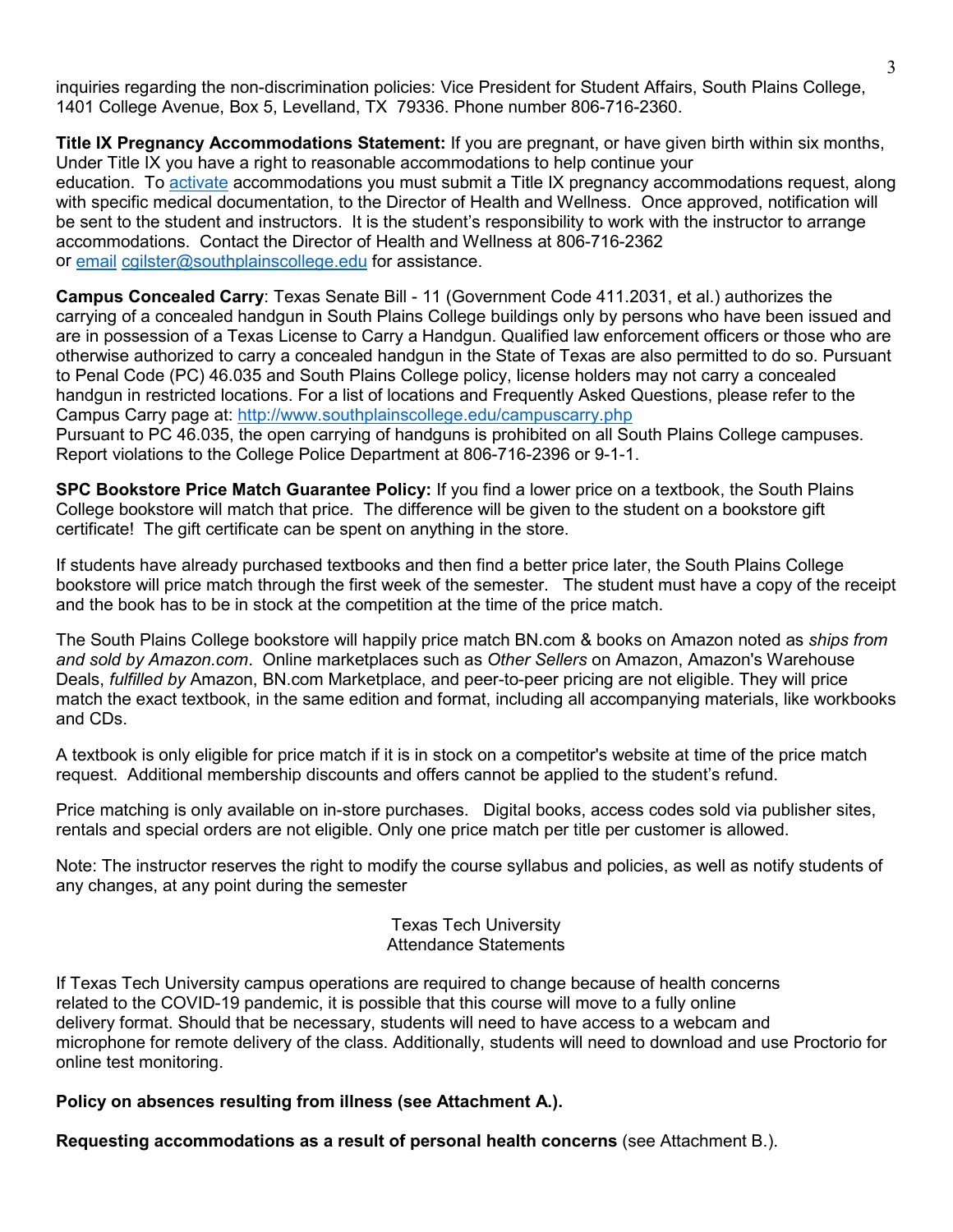inquiries regarding the non-discrimination policies: Vice President for Student Affairs, South Plains College, 1401 College Avenue, Box 5, Levelland, TX 79336. Phone number 806-716-2360.

**Title IX Pregnancy Accommodations Statement:** If you are pregnant, or have given birth within six months, Under Title IX you have a right to reasonable accommodations to help continue your education. To activate accommodations you must submit a Title IX pregnancy accommodations request, along with specific medical documentation, to the Director of Health and Wellness. Once approved, notification will be sent to the student and instructors. It is the student's responsibility to work with the instructor to arrange accommodations. Contact the Director of Health and Wellness at 806-716-2362 or email cgilster@southplainscollege.edu for assistance.

**Campus Concealed Carry**: Texas Senate Bill - 11 (Government Code 411.2031, et al.) authorizes the carrying of a concealed handgun in South Plains College buildings only by persons who have been issued and are in possession of a Texas License to Carry a Handgun. Qualified law enforcement officers or those who are otherwise authorized to carry a concealed handgun in the State of Texas are also permitted to do so. Pursuant to Penal Code (PC) 46.035 and South Plains College policy, license holders may not carry a concealed handgun in restricted locations. For a list of locations and Frequently Asked Questions, please refer to the Campus Carry page at: http://www.southplainscollege.edu/campuscarry.php
Pursuant to PC 46.035, the open carrying of handguns is prohibited on all South Plains College campuses. Report violations to the College Police Department at 806-716-2396 or 9-1-1.

**SPC Bookstore Price Match Guarantee Policy:** If you find a lower price on a textbook, the South Plains College bookstore will match that price. The difference will be given to the student on a bookstore gift certificate! The gift certificate can be spent on anything in the store.

If students have already purchased textbooks and then find a better price later, the South Plains College bookstore will price match through the first week of the semester. The student must have a copy of the receipt and the book has to be in stock at the competition at the time of the price match.

The South Plains College bookstore will happily price match BN.com & books on Amazon noted as *ships from and sold by Amazon.com*. Online marketplaces such as *Other Sellers* on Amazon, Amazon's Warehouse Deals, *fulfilled by* Amazon, BN.com Marketplace, and peer-to-peer pricing are not eligible. They will price match the exact textbook, in the same edition and format, including all accompanying materials, like workbooks and CDs.

A textbook is only eligible for price match if it is in stock on a competitor's website at time of the price match request. Additional membership discounts and offers cannot be applied to the student's refund.

Price matching is only available on in-store purchases. Digital books, access codes sold via publisher sites, rentals and special orders are not eligible. Only one price match per title per customer is allowed.

Note: The instructor reserves the right to modify the course syllabus and policies, as well as notify students of any changes, at any point during the semester

Texas Tech University
Attendance Statements

If Texas Tech University campus operations are required to change because of health concerns related to the COVID-19 pandemic, it is possible that this course will move to a fully online delivery format. Should that be necessary, students will need to have access to a webcam and microphone for remote delivery of the class. Additionally, students will need to download and use Proctorio for online test monitoring.

**Policy on absences resulting from illness (see Attachment A.).**

**Requesting accommodations as a result of personal health concerns** (see Attachment B.).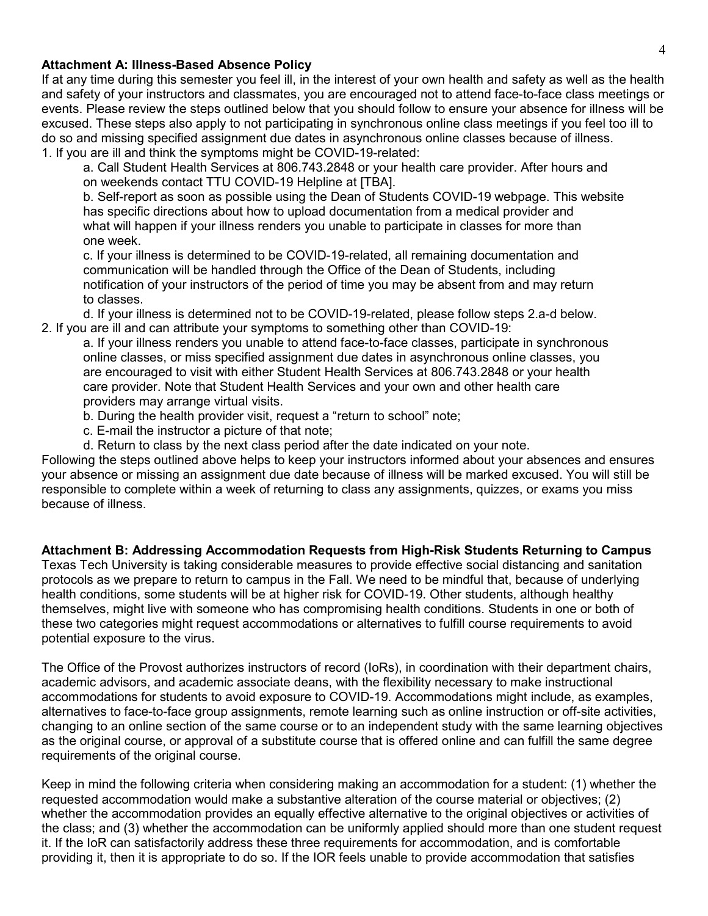**Attachment A: Illness-Based Absence Policy**

If at any time during this semester you feel ill, in the interest of your own health and safety as well as the health and safety of your instructors and classmates, you are encouraged not to attend face-to-face class meetings or events. Please review the steps outlined below that you should follow to ensure your absence for illness will be excused. These steps also apply to not participating in synchronous online class meetings if you feel too ill to do so and missing specified assignment due dates in asynchronous online classes because of illness.

1. If you are ill and think the symptoms might be COVID-19-related:
   a. Call Student Health Services at 806.743.2848 or your health care provider. After hours and on weekends contact TTU COVID-19 Helpline at [TBA].
   b. Self-report as soon as possible using the Dean of Students COVID-19 webpage. This website has specific directions about how to upload documentation from a medical provider and what will happen if your illness renders you unable to participate in classes for more than one week.
   c. If your illness is determined to be COVID-19-related, all remaining documentation and communication will be handled through the Office of the Dean of Students, including notification of your instructors of the period of time you may be absent from and may return to classes.
   d. If your illness is determined not to be COVID-19-related, please follow steps 2.a-d below.
2. If you are ill and can attribute your symptoms to something other than COVID-19:
   a. If your illness renders you unable to attend face-to-face classes, participate in synchronous online classes, or miss specified assignment due dates in asynchronous online classes, you are encouraged to visit with either Student Health Services at 806.743.2848 or your health care provider. Note that Student Health Services and your own and other health care providers may arrange virtual visits.
   b. During the health provider visit, request a "return to school" note;
   c. E-mail the instructor a picture of that note;
   d. Return to class by the next class period after the date indicated on your note.

Following the steps outlined above helps to keep your instructors informed about your absences and ensures your absence or missing an assignment due date because of illness will be marked excused. You will still be responsible to complete within a week of returning to class any assignments, quizzes, or exams you miss because of illness.

**Attachment B: Addressing Accommodation Requests from High-Risk Students Returning to Campus**

Texas Tech University is taking considerable measures to provide effective social distancing and sanitation protocols as we prepare to return to campus in the Fall. We need to be mindful that, because of underlying health conditions, some students will be at higher risk for COVID-19. Other students, although healthy themselves, might live with someone who has compromising health conditions. Students in one or both of these two categories might request accommodations or alternatives to fulfill course requirements to avoid potential exposure to the virus.

The Office of the Provost authorizes instructors of record (IoRs), in coordination with their department chairs, academic advisors, and academic associate deans, with the flexibility necessary to make instructional accommodations for students to avoid exposure to COVID-19. Accommodations might include, as examples, alternatives to face-to-face group assignments, remote learning such as online instruction or off-site activities, changing to an online section of the same course or to an independent study with the same learning objectives as the original course, or approval of a substitute course that is offered online and can fulfill the same degree requirements of the original course.

Keep in mind the following criteria when considering making an accommodation for a student: (1) whether the requested accommodation would make a substantive alteration of the course material or objectives; (2) whether the accommodation provides an equally effective alternative to the original objectives or activities of the class; and (3) whether the accommodation can be uniformly applied should more than one student request it. If the IoR can satisfactorily address these three requirements for accommodation, and is comfortable providing it, then it is appropriate to do so. If the IOR feels unable to provide accommodation that satisfies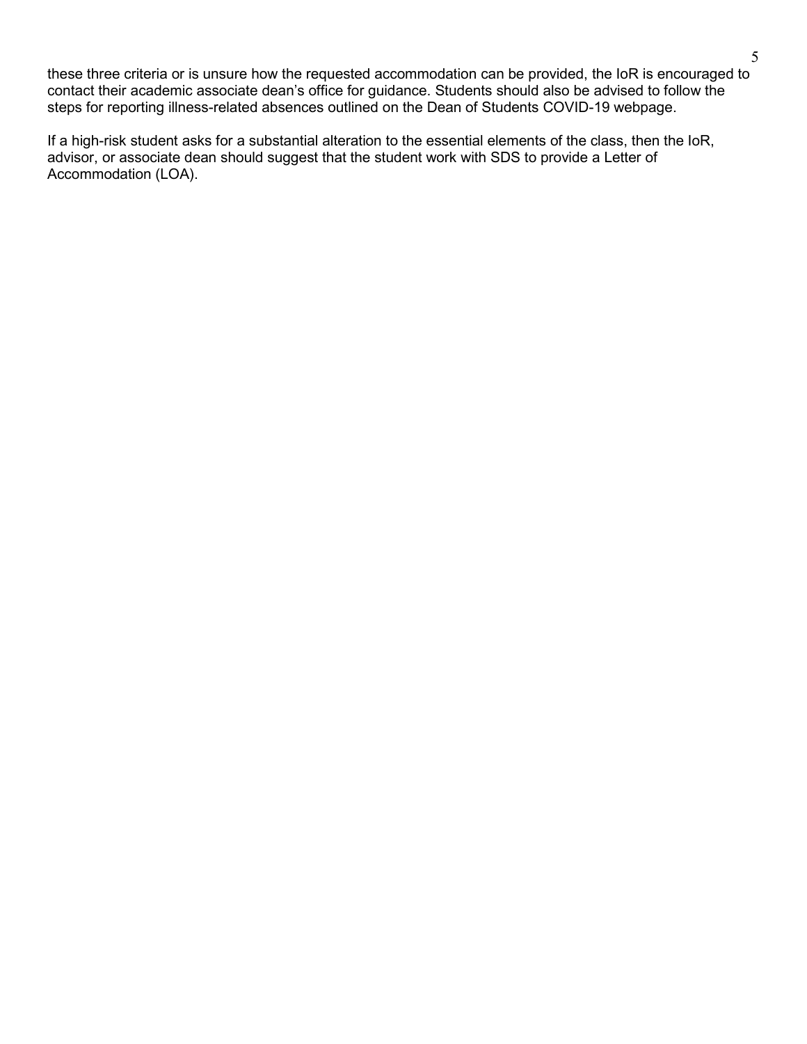these three criteria or is unsure how the requested accommodation can be provided, the IoR is encouraged to contact their academic associate dean's office for guidance. Students should also be advised to follow the steps for reporting illness-related absences outlined on the Dean of Students COVID-19 webpage.

If a high-risk student asks for a substantial alteration to the essential elements of the class, then the IoR, advisor, or associate dean should suggest that the student work with SDS to provide a Letter of Accommodation (LOA).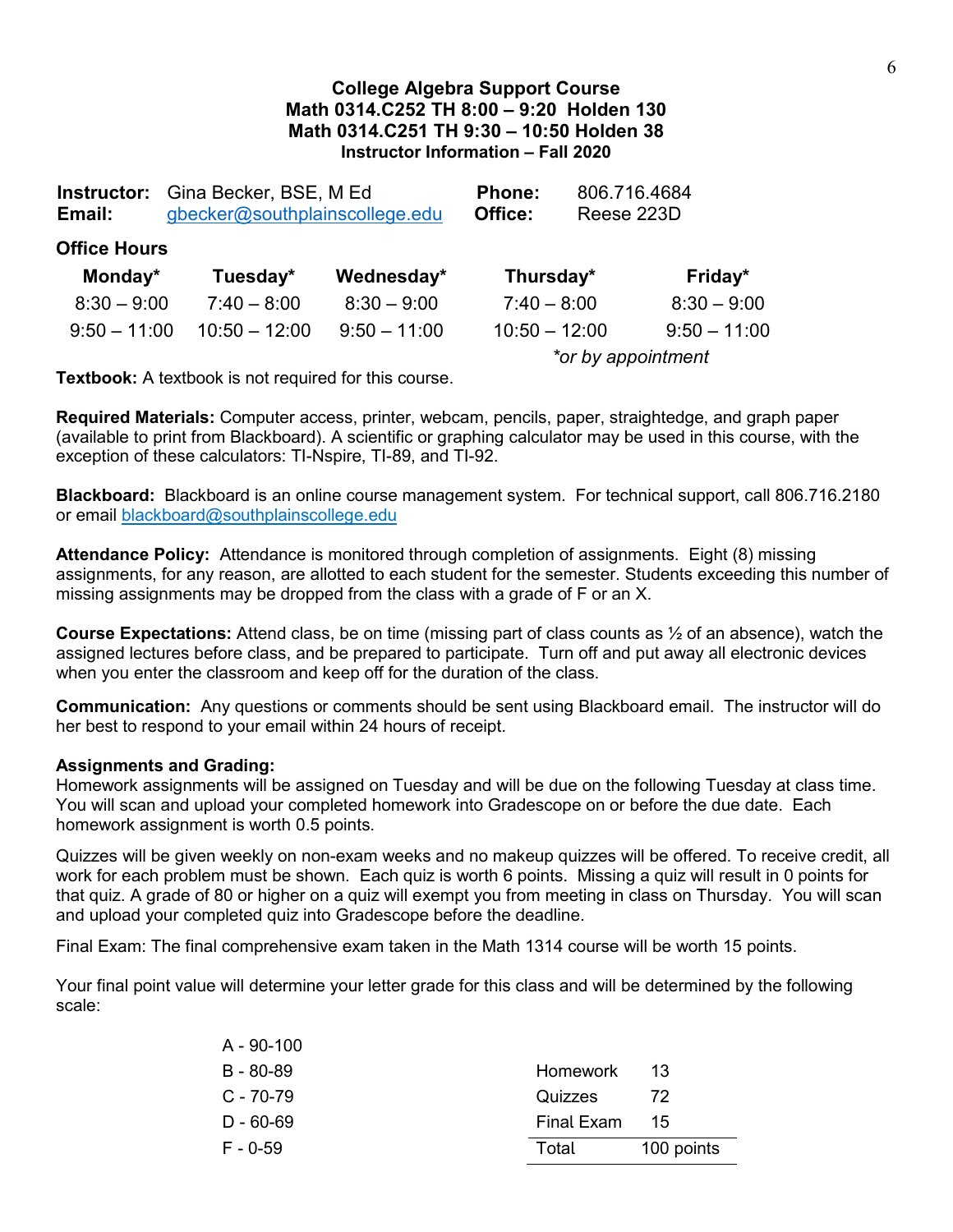## College Algebra Support Course
## Math 0314.C252 TH 8:00 – 9:20 Holden 130
## Math 0314.C251 TH 9:30 – 10:50 Holden 38
### Instructor Information – Fall 2020

**Instructor:** Gina Becker, BSE, M Ed  **Phone:** 806.716.4684
**Email:** gbecker@southplainscollege.edu  **Office:** Reese 223D

**Office Hours**

| Monday* | Tuesday* | Wednesday* | Thursday* | Friday* |
|---|---|---|---|---|
| 8:30 – 9:00 | 7:40 – 8:00 | 8:30 – 9:00 | 7:40 – 8:00 | 8:30 – 9:00 |
| 9:50 – 11:00 | 10:50 – 12:00 | 9:50 – 11:00 | 10:50 – 12:00 | 9:50 – 11:00 |

*\*or by appointment*

**Textbook:** A textbook is not required for this course.

**Required Materials:** Computer access, printer, webcam, pencils, paper, straightedge, and graph paper (available to print from Blackboard). A scientific or graphing calculator may be used in this course, with the exception of these calculators: TI-Nspire, TI-89, and TI-92.

**Blackboard:** Blackboard is an online course management system. For technical support, call 806.716.2180 or email blackboard@southplainscollege.edu

**Attendance Policy:** Attendance is monitored through completion of assignments. Eight (8) missing assignments, for any reason, are allotted to each student for the semester. Students exceeding this number of missing assignments may be dropped from the class with a grade of F or an X.

**Course Expectations:** Attend class, be on time (missing part of class counts as ½ of an absence), watch the assigned lectures before class, and be prepared to participate. Turn off and put away all electronic devices when you enter the classroom and keep off for the duration of the class.

**Communication:** Any questions or comments should be sent using Blackboard email. The instructor will do her best to respond to your email within 24 hours of receipt.

**Assignments and Grading:**
Homework assignments will be assigned on Tuesday and will be due on the following Tuesday at class time. You will scan and upload your completed homework into Gradescope on or before the due date. Each homework assignment is worth 0.5 points.

Quizzes will be given weekly on non-exam weeks and no makeup quizzes will be offered. To receive credit, all work for each problem must be shown. Each quiz is worth 6 points. Missing a quiz will result in 0 points for that quiz. A grade of 80 or higher on a quiz will exempt you from meeting in class on Thursday. You will scan and upload your completed quiz into Gradescope before the deadline.

Final Exam: The final comprehensive exam taken in the Math 1314 course will be worth 15 points.

Your final point value will determine your letter grade for this class and will be determined by the following scale:

A - 90-100
B - 80-89
C - 70-79
D - 60-69
F - 0-59

| | |
|---|---|
| Homework | 13 |
| Quizzes | 72 |
| Final Exam | 15 |
| Total | 100 points |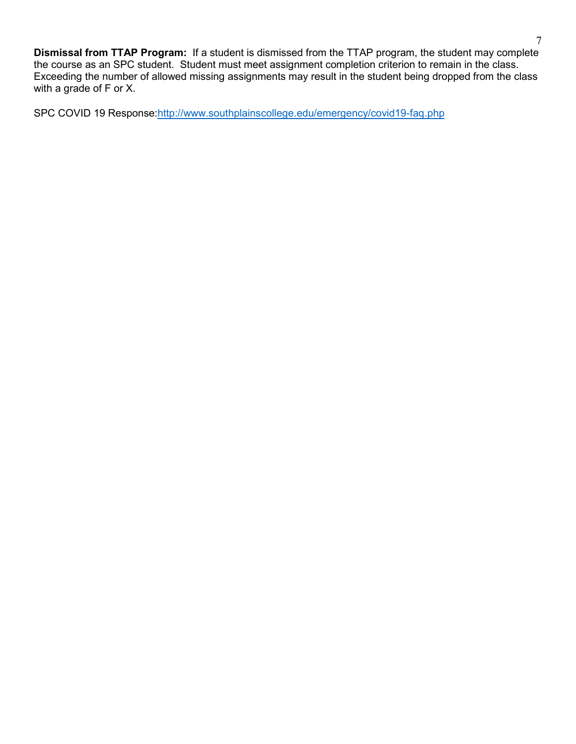**Dismissal from TTAP Program:** If a student is dismissed from the TTAP program, the student may complete the course as an SPC student. Student must meet assignment completion criterion to remain in the class. Exceeding the number of allowed missing assignments may result in the student being dropped from the class with a grade of F or X.

SPC COVID 19 Response:[http://www.southplainscollege.edu/emergency/covid19-faq.php](http://www.southplainscollege.edu/emergency/covid19-faq.php)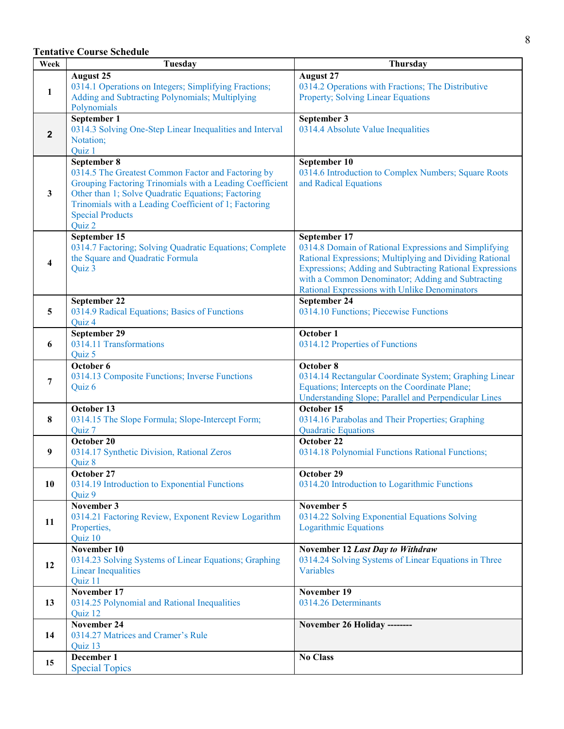**Tentative Course Schedule**

| Week | Tuesday | Thursday |
|---|---|---|
| 1 | **August 25**<br>0314.1 Operations on Integers; Simplifying Fractions; Adding and Subtracting Polynomials; Multiplying Polynomials | **August 27**<br>0314.2 Operations with Fractions; The Distributive Property; Solving Linear Equations |
| 2 | **September 1**<br>0314.3 Solving One-Step Linear Inequalities and Interval Notation;<br>Quiz 1 | **September 3**<br>0314.4 Absolute Value Inequalities |
| 3 | **September 8**<br>0314.5 The Greatest Common Factor and Factoring by Grouping Factoring Trinomials with a Leading Coefficient Other than 1; Solve Quadratic Equations; Factoring Trinomials with a Leading Coefficient of 1; Factoring Special Products<br>Quiz 2 | **September 10**<br>0314.6 Introduction to Complex Numbers; Square Roots and Radical Equations |
| 4 | **September 15**<br>0314.7 Factoring; Solving Quadratic Equations; Complete the Square and Quadratic Formula<br>Quiz 3 | **September 17**<br>0314.8 Domain of Rational Expressions and Simplifying Rational Expressions; Multiplying and Dividing Rational Expressions; Adding and Subtracting Rational Expressions with a Common Denominator; Adding and Subtracting Rational Expressions with Unlike Denominators |
| 5 | **September 22**<br>0314.9 Radical Equations; Basics of Functions<br>Quiz 4 | **September 24**<br>0314.10 Functions; Piecewise Functions |
| 6 | **September 29**<br>0314.11 Transformations<br>Quiz 5 | **October 1**<br>0314.12 Properties of Functions |
| 7 | **October 6**<br>0314.13 Composite Functions; Inverse Functions<br>Quiz 6 | **October 8**<br>0314.14 Rectangular Coordinate System; Graphing Linear Equations; Intercepts on the Coordinate Plane; Understanding Slope; Parallel and Perpendicular Lines |
| 8 | **October 13**<br>0314.15 The Slope Formula; Slope-Intercept Form;<br>Quiz 7 | **October 15**<br>0314.16 Parabolas and Their Properties; Graphing Quadratic Equations |
| 9 | **October 20**<br>0314.17 Synthetic Division, Rational Zeros<br>Quiz 8 | **October 22**<br>0314.18 Polynomial Functions Rational Functions; |
| 10 | **October 27**<br>0314.19 Introduction to Exponential Functions<br>Quiz 9 | **October 29**<br>0314.20 Introduction to Logarithmic Functions |
| 11 | **November 3**<br>0314.21 Factoring Review, Exponent Review Logarithm Properties,<br>Quiz 10 | **November 5**<br>0314.22 Solving Exponential Equations Solving Logarithmic Equations |
| 12 | **November 10**<br>0314.23 Solving Systems of Linear Equations; Graphing Linear Inequalities<br>Quiz 11 | **November 12** ***Last Day to Withdraw***<br>0314.24 Solving Systems of Linear Equations in Three Variables |
| 13 | **November 17**<br>0314.25 Polynomial and Rational Inequalities<br>Quiz 12 | **November 19**<br>0314.26 Determinants |
| 14 | **November 24**<br>0314.27 Matrices and Cramer's Rule<br>Quiz 13 | **November 26 Holiday --------** |
| 15 | **December 1**<br>Special Topics | **No Class** |